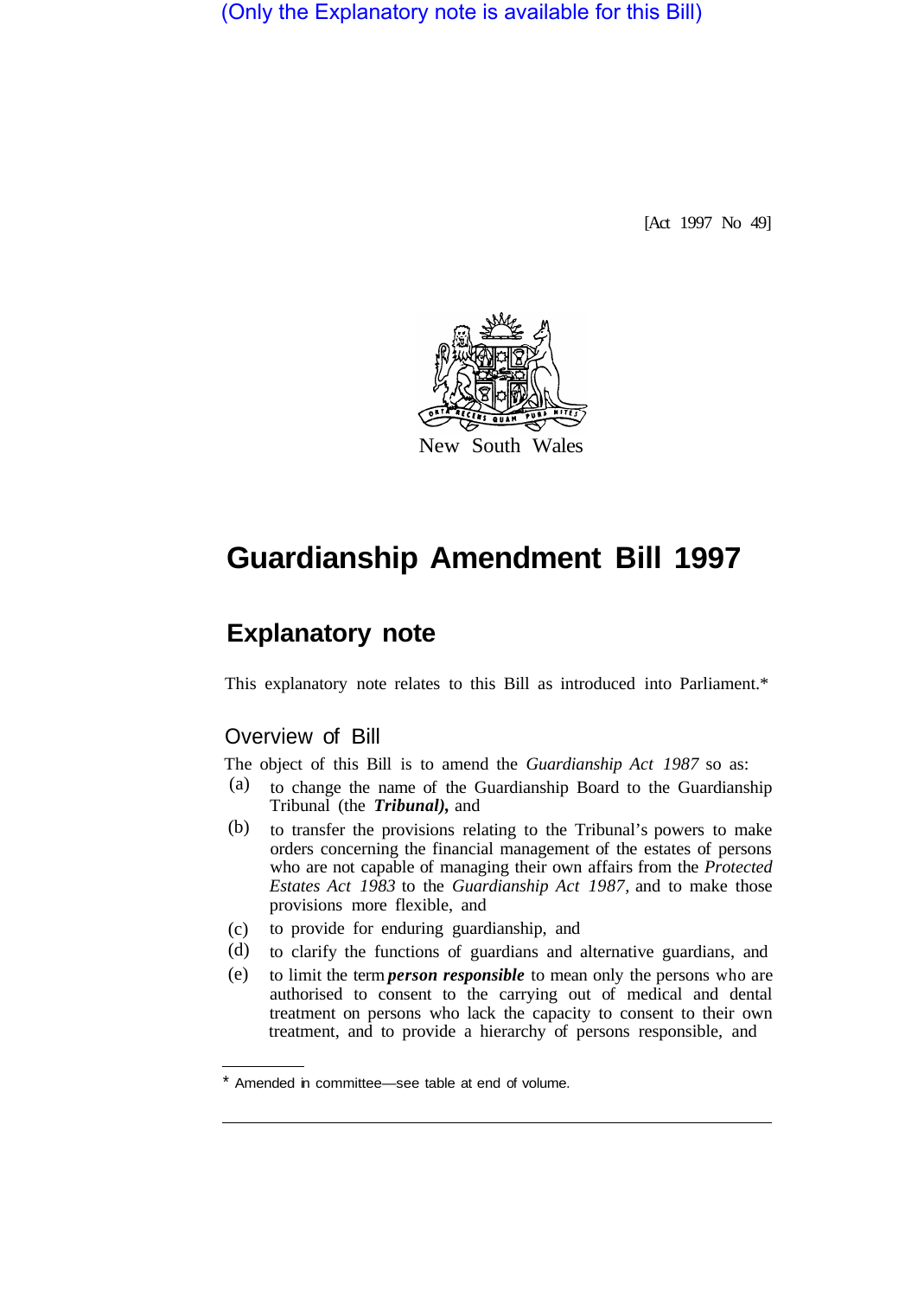(Only the Explanatory note is available for this Bill)

[Act 1997 No 49]

New South Wales

# Guardianship Amendment Bill 1997

## Explanatory note

This explanatory note relates to this Bill as introduced into Parliament.*

### Overview of Bill

The object of this Bill is to amend the *Guardianship Act 1987* so as:

(a) to change the name of the Guardianship Board to the Guardianship Tribunal (the ***Tribunal)***, and

(b) to transfer the provisions relating to the Tribunal's powers to make orders concerning the financial management of the estates of persons who are not capable of managing their own affairs from the *Protected Estates Act 1983* to the *Guardianship Act 1987*, and to make those provisions more flexible, and

(c) to provide for enduring guardianship, and

(d) to clarify the functions of guardians and alternative guardians, and

(e) to limit the term ***person responsible*** to mean only the persons who are authorised to consent to the carrying out of medical and dental treatment on persons who lack the capacity to consent to their own treatment, and to provide a hierarchy of persons responsible, and

* Amended in committee—see table at end of volume.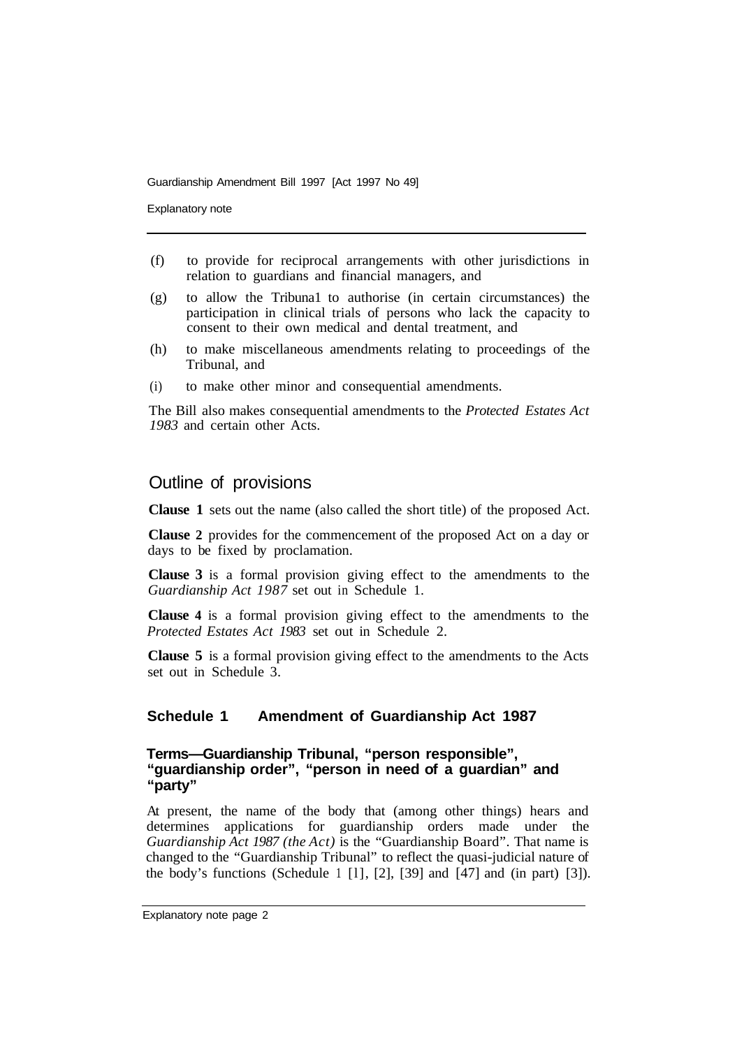(f) to provide for reciprocal arrangements with other jurisdictions in relation to guardians and financial managers, and

(g) to allow the Tribuna1 to authorise (in certain circumstances) the participation in clinical trials of persons who lack the capacity to consent to their own medical and dental treatment, and

(h) to make miscellaneous amendments relating to proceedings of the Tribunal, and

(i) to make other minor and consequential amendments.

The Bill also makes consequential amendments to the *Protected Estates Act 1983* and certain other Acts.

## Outline of provisions

**Clause 1** sets out the name (also called the short title) of the proposed Act.

**Clause 2** provides for the commencement of the proposed Act on a day or days to be fixed by proclamation.

**Clause 3** is a formal provision giving effect to the amendments to the *Guardianship Act 1987* set out in Schedule 1.

**Clause 4** is a formal provision giving effect to the amendments to the *Protected Estates Act 1983* set out in Schedule 2.

**Clause 5** is a formal provision giving effect to the amendments to the Acts set out in Schedule 3.

### Schedule 1 Amendment of Guardianship Act 1987

#### Terms—Guardianship Tribunal, "person responsible", "guardianship order", "person in need of a guardian" and "party"

At present, the name of the body that (among other things) hears and determines applications for guardianship orders made under the *Guardianship Act 1987 (the Act)* is the "Guardianship Board". That name is changed to the "Guardianship Tribunal" to reflect the quasi-judicial nature of the body's functions (Schedule 1 [1], [2], [39] and [47] and (in part) [3]).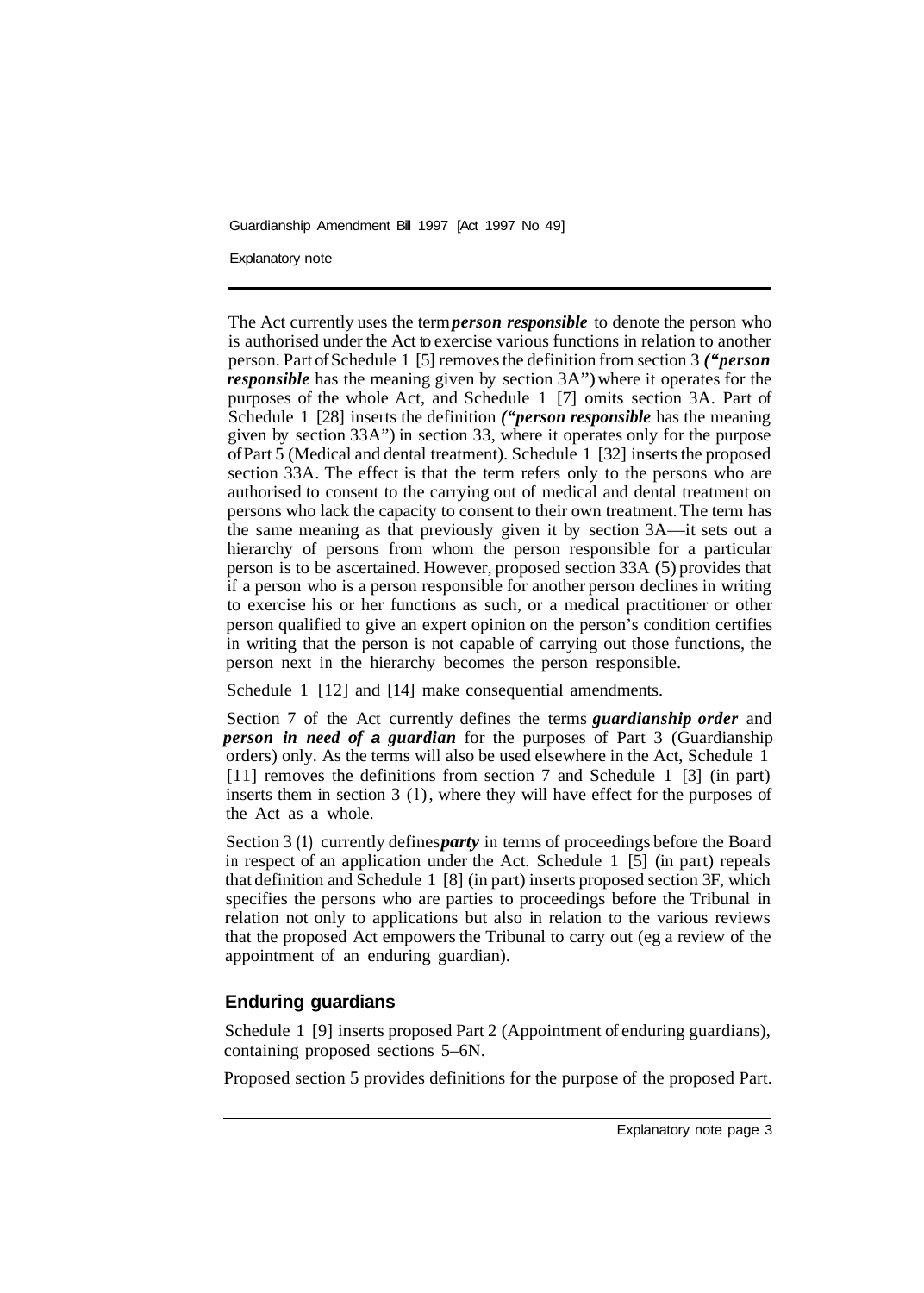The Act currently uses the term ***person responsible*** to denote the person who is authorised under the Act to exercise various functions in relation to another person. Part of Schedule 1 [5] removes the definition from section 3 ***("person responsible*** has the meaning given by section 3A") where it operates for the purposes of the whole Act, and Schedule 1 [7] omits section 3A. Part of Schedule 1 [28] inserts the definition ***("person responsible*** has the meaning given by section 33A") in section 33, where it operates only for the purpose of Part 5 (Medical and dental treatment). Schedule 1 [32] inserts the proposed section 33A. The effect is that the term refers only to the persons who are authorised to consent to the carrying out of medical and dental treatment on persons who lack the capacity to consent to their own treatment. The term has the same meaning as that previously given it by section 3A—it sets out a hierarchy of persons from whom the person responsible for a particular person is to be ascertained. However, proposed section 33A (5) provides that if a person who is a person responsible for another person declines in writing to exercise his or her functions as such, or a medical practitioner or other person qualified to give an expert opinion on the person's condition certifies in writing that the person is not capable of carrying out those functions, the person next in the hierarchy becomes the person responsible.

Schedule 1 [12] and [14] make consequential amendments.

Section 7 of the Act currently defines the terms ***guardianship order*** and ***person in need of a guardian*** for the purposes of Part 3 (Guardianship orders) only. As the terms will also be used elsewhere in the Act, Schedule 1 [11] removes the definitions from section 7 and Schedule 1 [3] (in part) inserts them in section 3 (1), where they will have effect for the purposes of the Act as a whole.

Section 3 (1) currently defines ***party*** in terms of proceedings before the Board in respect of an application under the Act. Schedule 1 [5] (in part) repeals that definition and Schedule 1 [8] (in part) inserts proposed section 3F, which specifies the persons who are parties to proceedings before the Tribunal in relation not only to applications but also in relation to the various reviews that the proposed Act empowers the Tribunal to carry out (eg a review of the appointment of an enduring guardian).

## Enduring guardians

Schedule 1 [9] inserts proposed Part 2 (Appointment of enduring guardians), containing proposed sections 5–6N.

Proposed section 5 provides definitions for the purpose of the proposed Part.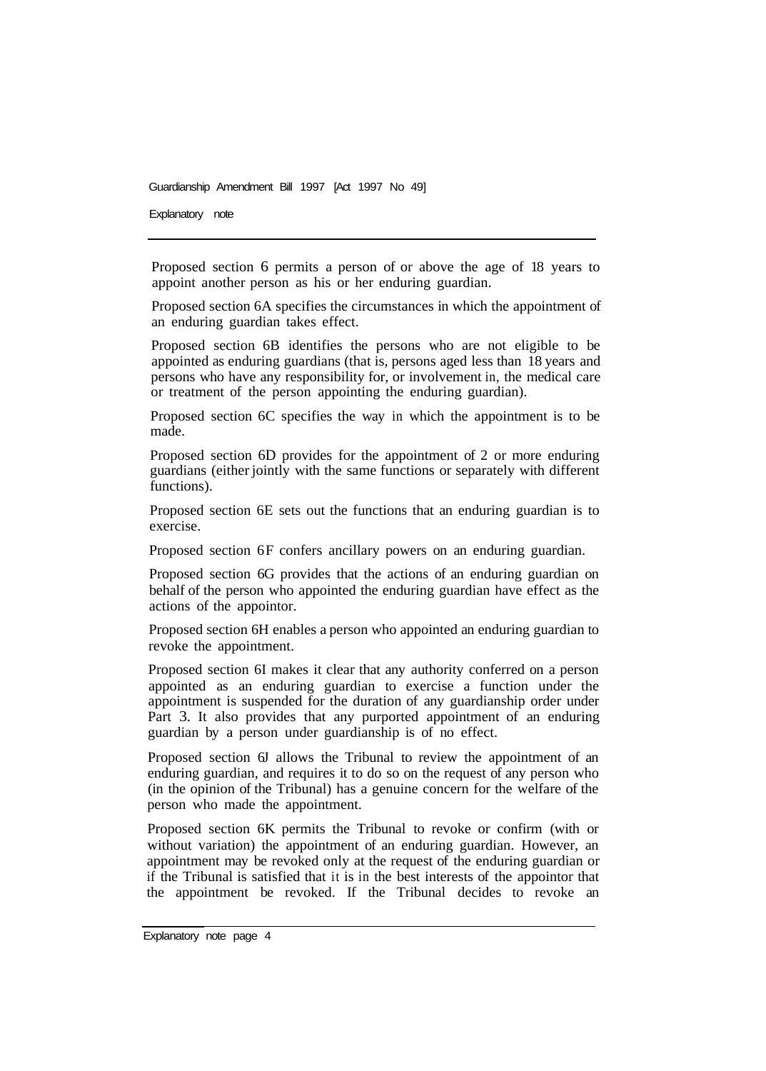Proposed section 6 permits a person of or above the age of 18 years to appoint another person as his or her enduring guardian.

Proposed section 6A specifies the circumstances in which the appointment of an enduring guardian takes effect.

Proposed section 6B identifies the persons who are not eligible to be appointed as enduring guardians (that is, persons aged less than 18 years and persons who have any responsibility for, or involvement in, the medical care or treatment of the person appointing the enduring guardian).

Proposed section 6C specifies the way in which the appointment is to be made.

Proposed section 6D provides for the appointment of 2 or more enduring guardians (either jointly with the same functions or separately with different functions).

Proposed section 6E sets out the functions that an enduring guardian is to exercise.

Proposed section 6F confers ancillary powers on an enduring guardian.

Proposed section 6G provides that the actions of an enduring guardian on behalf of the person who appointed the enduring guardian have effect as the actions of the appointor.

Proposed section 6H enables a person who appointed an enduring guardian to revoke the appointment.

Proposed section 6I makes it clear that any authority conferred on a person appointed as an enduring guardian to exercise a function under the appointment is suspended for the duration of any guardianship order under Part 3. It also provides that any purported appointment of an enduring guardian by a person under guardianship is of no effect.

Proposed section 6J allows the Tribunal to review the appointment of an enduring guardian, and requires it to do so on the request of any person who (in the opinion of the Tribunal) has a genuine concern for the welfare of the person who made the appointment.

Proposed section 6K permits the Tribunal to revoke or confirm (with or without variation) the appointment of an enduring guardian. However, an appointment may be revoked only at the request of the enduring guardian or if the Tribunal is satisfied that it is in the best interests of the appointor that the appointment be revoked. If the Tribunal decides to revoke an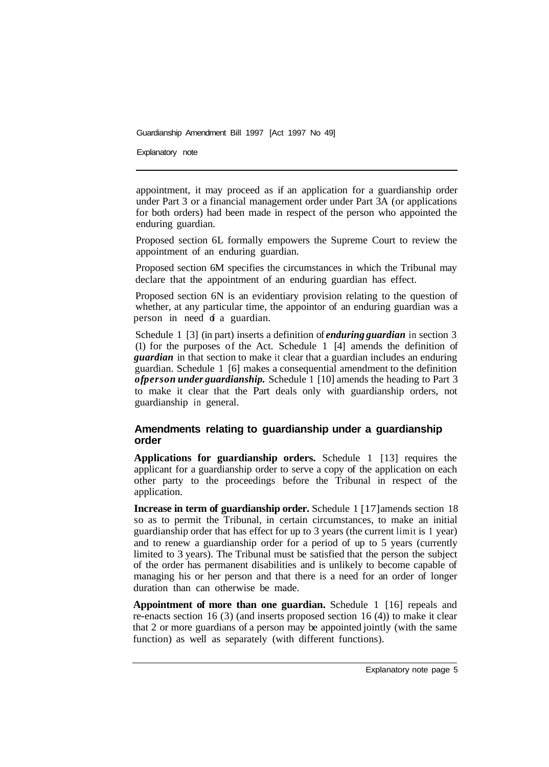appointment, it may proceed as if an application for a guardianship order under Part 3 or a financial management order under Part 3A (or applications for both orders) had been made in respect of the person who appointed the enduring guardian.

Proposed section 6L formally empowers the Supreme Court to review the appointment of an enduring guardian.

Proposed section 6M specifies the circumstances in which the Tribunal may declare that the appointment of an enduring guardian has effect.

Proposed section 6N is an evidentiary provision relating to the question of whether, at any particular time, the appointor of an enduring guardian was a person in need of a guardian.

Schedule 1 [3] (in part) inserts a definition of ***enduring guardian*** in section 3 (1) for the purposes of the Act. Schedule 1 [4] amends the definition of ***guardian*** in that section to make it clear that a guardian includes an enduring guardian. Schedule 1 [6] makes a consequential amendment to the definition of ***person under guardianship.*** Schedule 1 [10] amends the heading to Part 3 to make it clear that the Part deals only with guardianship orders, not guardianship in general.

### Amendments relating to guardianship under a guardianship order

**Applications for guardianship orders.** Schedule 1 [13] requires the applicant for a guardianship order to serve a copy of the application on each other party to the proceedings before the Tribunal in respect of the application.

**Increase in term of guardianship order.** Schedule 1 [17] amends section 18 so as to permit the Tribunal, in certain circumstances, to make an initial guardianship order that has effect for up to 3 years (the current limit is 1 year) and to renew a guardianship order for a period of up to 5 years (currently limited to 3 years). The Tribunal must be satisfied that the person the subject of the order has permanent disabilities and is unlikely to become capable of managing his or her person and that there is a need for an order of longer duration than can otherwise be made.

**Appointment of more than one guardian.** Schedule 1 [16] repeals and re-enacts section 16 (3) (and inserts proposed section 16 (4)) to make it clear that 2 or more guardians of a person may be appointed jointly (with the same function) as well as separately (with different functions).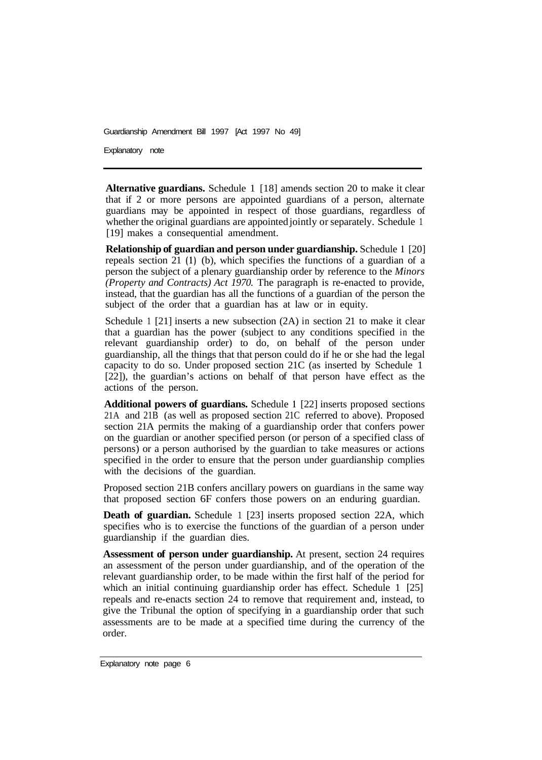**Alternative guardians.** Schedule 1 [18] amends section 20 to make it clear that if 2 or more persons are appointed guardians of a person, alternate guardians may be appointed in respect of those guardians, regardless of whether the original guardians are appointed jointly or separately. Schedule 1 [19] makes a consequential amendment.

**Relationship of guardian and person under guardianship.** Schedule 1 [20] repeals section 21 (1) (b), which specifies the functions of a guardian of a person the subject of a plenary guardianship order by reference to the *Minors (Property and Contracts) Act 1970.* The paragraph is re-enacted to provide, instead, that the guardian has all the functions of a guardian of the person the subject of the order that a guardian has at law or in equity.

Schedule 1 [21] inserts a new subsection (2A) in section 21 to make it clear that a guardian has the power (subject to any conditions specified in the relevant guardianship order) to do, on behalf of the person under guardianship, all the things that that person could do if he or she had the legal capacity to do so. Under proposed section 21C (as inserted by Schedule 1 [22]), the guardian's actions on behalf of that person have effect as the actions of the person.

**Additional powers of guardians.** Schedule 1 [22] inserts proposed sections 21A and 21B (as well as proposed section 21C referred to above). Proposed section 21A permits the making of a guardianship order that confers power on the guardian or another specified person (or person of a specified class of persons) or a person authorised by the guardian to take measures or actions specified in the order to ensure that the person under guardianship complies with the decisions of the guardian.

Proposed section 21B confers ancillary powers on guardians in the same way that proposed section 6F confers those powers on an enduring guardian.

**Death of guardian.** Schedule 1 [23] inserts proposed section 22A, which specifies who is to exercise the functions of the guardian of a person under guardianship if the guardian dies.

**Assessment of person under guardianship.** At present, section 24 requires an assessment of the person under guardianship, and of the operation of the relevant guardianship order, to be made within the first half of the period for which an initial continuing guardianship order has effect. Schedule 1 [25] repeals and re-enacts section 24 to remove that requirement and, instead, to give the Tribunal the option of specifying in a guardianship order that such assessments are to be made at a specified time during the currency of the order.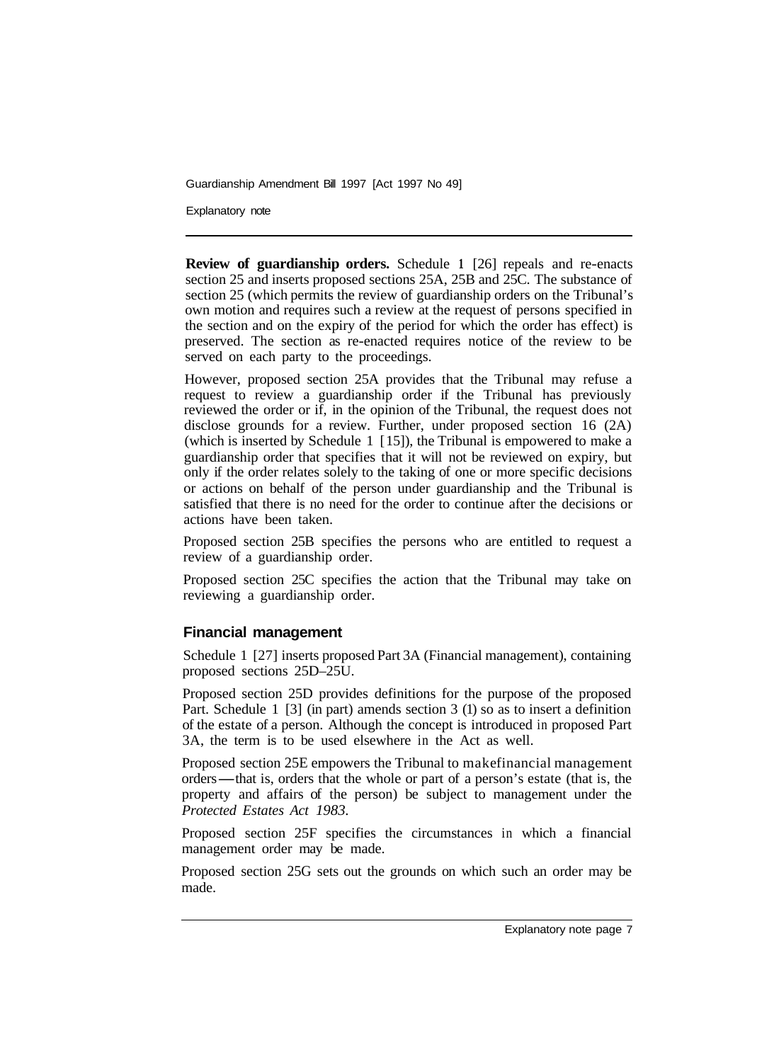**Review of guardianship orders.** Schedule 1 [26] repeals and re-enacts section 25 and inserts proposed sections 25A, 25B and 25C. The substance of section 25 (which permits the review of guardianship orders on the Tribunal's own motion and requires such a review at the request of persons specified in the section and on the expiry of the period for which the order has effect) is preserved. The section as re-enacted requires notice of the review to be served on each party to the proceedings.

However, proposed section 25A provides that the Tribunal may refuse a request to review a guardianship order if the Tribunal has previously reviewed the order or if, in the opinion of the Tribunal, the request does not disclose grounds for a review. Further, under proposed section 16 (2A) (which is inserted by Schedule 1 [15]), the Tribunal is empowered to make a guardianship order that specifies that it will not be reviewed on expiry, but only if the order relates solely to the taking of one or more specific decisions or actions on behalf of the person under guardianship and the Tribunal is satisfied that there is no need for the order to continue after the decisions or actions have been taken.

Proposed section 25B specifies the persons who are entitled to request a review of a guardianship order.

Proposed section 25C specifies the action that the Tribunal may take on reviewing a guardianship order.

## Financial management

Schedule 1 [27] inserts proposed Part 3A (Financial management), containing proposed sections 25D–25U.

Proposed section 25D provides definitions for the purpose of the proposed Part. Schedule 1 [3] (in part) amends section 3 (1) so as to insert a definition of the estate of a person. Although the concept is introduced in proposed Part 3A, the term is to be used elsewhere in the Act as well.

Proposed section 25E empowers the Tribunal to make financial management orders—that is, orders that the whole or part of a person's estate (that is, the property and affairs of the person) be subject to management under the *Protected Estates Act 1983*.

Proposed section 25F specifies the circumstances in which a financial management order may be made.

Proposed section 25G sets out the grounds on which such an order may be made.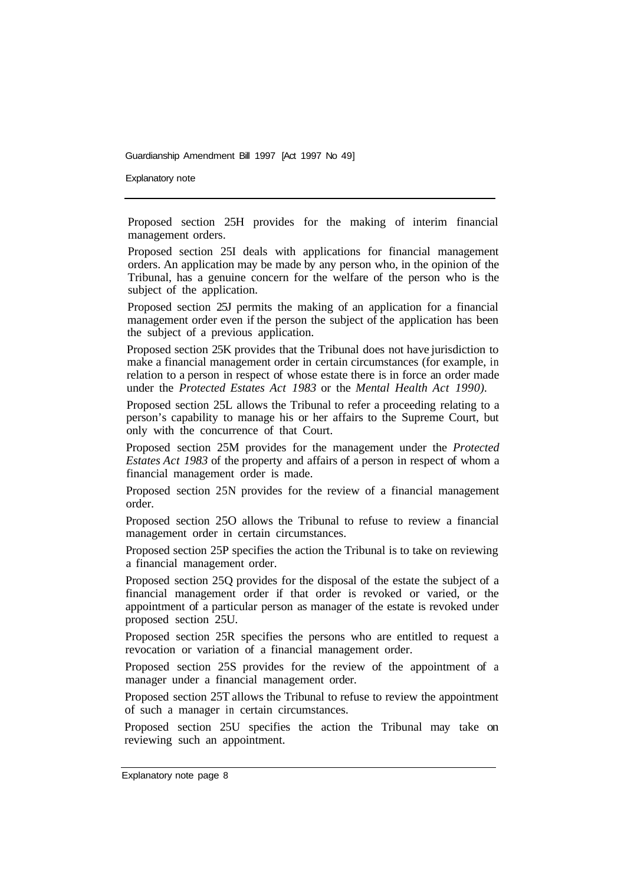Proposed section 25H provides for the making of interim financial management orders.

Proposed section 25I deals with applications for financial management orders. An application may be made by any person who, in the opinion of the Tribunal, has a genuine concern for the welfare of the person who is the subject of the application.

Proposed section 25J permits the making of an application for a financial management order even if the person the subject of the application has been the subject of a previous application.

Proposed section 25K provides that the Tribunal does not have jurisdiction to make a financial management order in certain circumstances (for example, in relation to a person in respect of whose estate there is in force an order made under the *Protected Estates Act 1983* or the *Mental Health Act 1990).*

Proposed section 25L allows the Tribunal to refer a proceeding relating to a person's capability to manage his or her affairs to the Supreme Court, but only with the concurrence of that Court.

Proposed section 25M provides for the management under the *Protected Estates Act 1983* of the property and affairs of a person in respect of whom a financial management order is made.

Proposed section 25N provides for the review of a financial management order.

Proposed section 25O allows the Tribunal to refuse to review a financial management order in certain circumstances.

Proposed section 25P specifies the action the Tribunal is to take on reviewing a financial management order.

Proposed section 25Q provides for the disposal of the estate the subject of a financial management order if that order is revoked or varied, or the appointment of a particular person as manager of the estate is revoked under proposed section 25U.

Proposed section 25R specifies the persons who are entitled to request a revocation or variation of a financial management order.

Proposed section 25S provides for the review of the appointment of a manager under a financial management order.

Proposed section 25T allows the Tribunal to refuse to review the appointment of such a manager in certain circumstances.

Proposed section 25U specifies the action the Tribunal may take on reviewing such an appointment.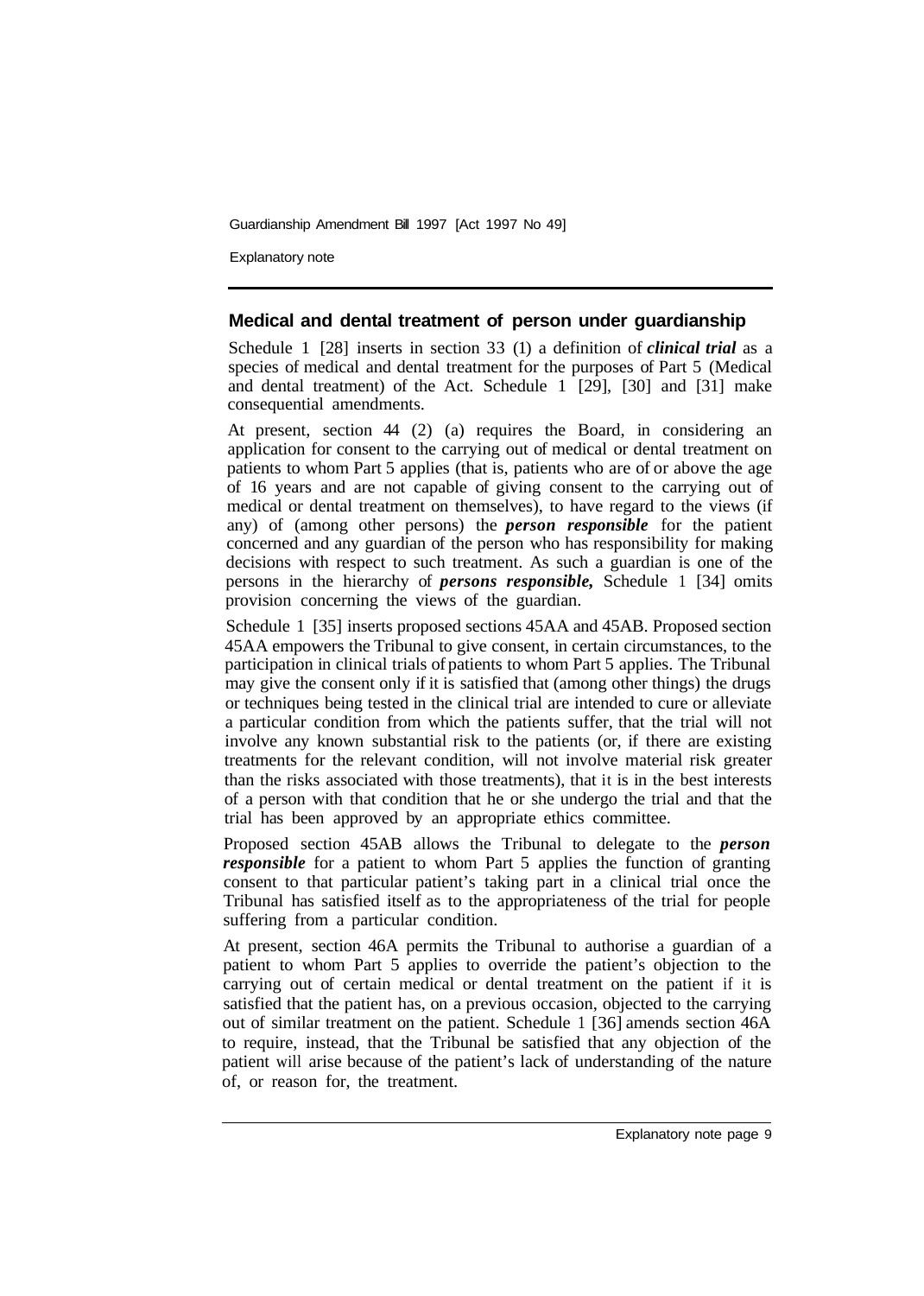## Medical and dental treatment of person under guardianship

Schedule 1 [28] inserts in section 33 (1) a definition of ***clinical trial*** as a species of medical and dental treatment for the purposes of Part 5 (Medical and dental treatment) of the Act. Schedule 1 [29], [30] and [31] make consequential amendments.

At present, section 44 (2) (a) requires the Board, in considering an application for consent to the carrying out of medical or dental treatment on patients to whom Part 5 applies (that is, patients who are of or above the age of 16 years and are not capable of giving consent to the carrying out of medical or dental treatment on themselves), to have regard to the views (if any) of (among other persons) the ***person responsible*** for the patient concerned and any guardian of the person who has responsibility for making decisions with respect to such treatment. As such a guardian is one of the persons in the hierarchy of ***persons responsible,*** Schedule 1 [34] omits provision concerning the views of the guardian.

Schedule 1 [35] inserts proposed sections 45AA and 45AB. Proposed section 45AA empowers the Tribunal to give consent, in certain circumstances, to the participation in clinical trials of patients to whom Part 5 applies. The Tribunal may give the consent only if it is satisfied that (among other things) the drugs or techniques being tested in the clinical trial are intended to cure or alleviate a particular condition from which the patients suffer, that the trial will not involve any known substantial risk to the patients (or, if there are existing treatments for the relevant condition, will not involve material risk greater than the risks associated with those treatments), that it is in the best interests of a person with that condition that he or she undergo the trial and that the trial has been approved by an appropriate ethics committee.

Proposed section 45AB allows the Tribunal to delegate to the ***person responsible*** for a patient to whom Part 5 applies the function of granting consent to that particular patient's taking part in a clinical trial once the Tribunal has satisfied itself as to the appropriateness of the trial for people suffering from a particular condition.

At present, section 46A permits the Tribunal to authorise a guardian of a patient to whom Part 5 applies to override the patient's objection to the carrying out of certain medical or dental treatment on the patient if it is satisfied that the patient has, on a previous occasion, objected to the carrying out of similar treatment on the patient. Schedule 1 [36] amends section 46A to require, instead, that the Tribunal be satisfied that any objection of the patient will arise because of the patient's lack of understanding of the nature of, or reason for, the treatment.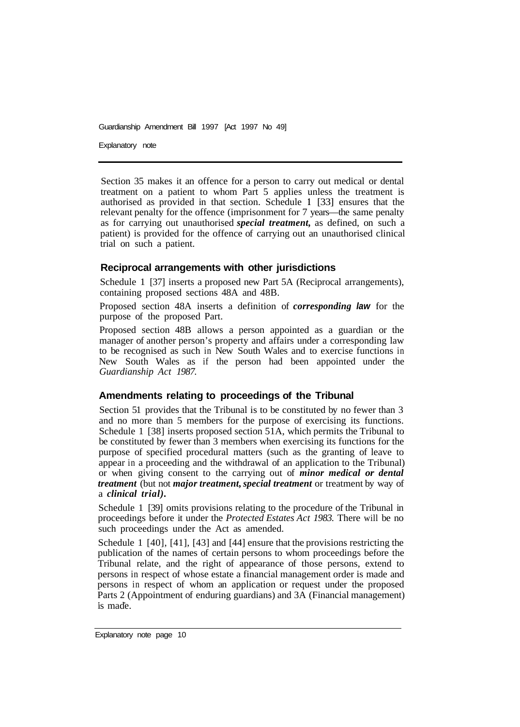Section 35 makes it an offence for a person to carry out medical or dental treatment on a patient to whom Part 5 applies unless the treatment is authorised as provided in that section. Schedule 1 [33] ensures that the relevant penalty for the offence (imprisonment for 7 years—the same penalty as for carrying out unauthorised ***special treatment,*** as defined, on such a patient) is provided for the offence of carrying out an unauthorised clinical trial on such a patient.

### Reciprocal arrangements with other jurisdictions

Schedule 1 [37] inserts a proposed new Part 5A (Reciprocal arrangements), containing proposed sections 48A and 48B.

Proposed section 48A inserts a definition of ***corresponding law*** for the purpose of the proposed Part.

Proposed section 48B allows a person appointed as a guardian or the manager of another person's property and affairs under a corresponding law to be recognised as such in New South Wales and to exercise functions in New South Wales as if the person had been appointed under the *Guardianship Act 1987.*

### Amendments relating to proceedings of the Tribunal

Section 51 provides that the Tribunal is to be constituted by no fewer than 3 and no more than 5 members for the purpose of exercising its functions. Schedule 1 [38] inserts proposed section 51A, which permits the Tribunal to be constituted by fewer than 3 members when exercising its functions for the purpose of specified procedural matters (such as the granting of leave to appear in a proceeding and the withdrawal of an application to the Tribunal) or when giving consent to the carrying out of ***minor medical or dental treatment*** (but not ***major treatment, special treatment*** or treatment by way of a ***clinical trial).***

Schedule 1 [39] omits provisions relating to the procedure of the Tribunal in proceedings before it under the *Protected Estates Act 1983.* There will be no such proceedings under the Act as amended.

Schedule 1 [40], [41], [43] and [44] ensure that the provisions restricting the publication of the names of certain persons to whom proceedings before the Tribunal relate, and the right of appearance of those persons, extend to persons in respect of whose estate a financial management order is made and persons in respect of whom an application or request under the proposed Parts 2 (Appointment of enduring guardians) and 3A (Financial management) is made.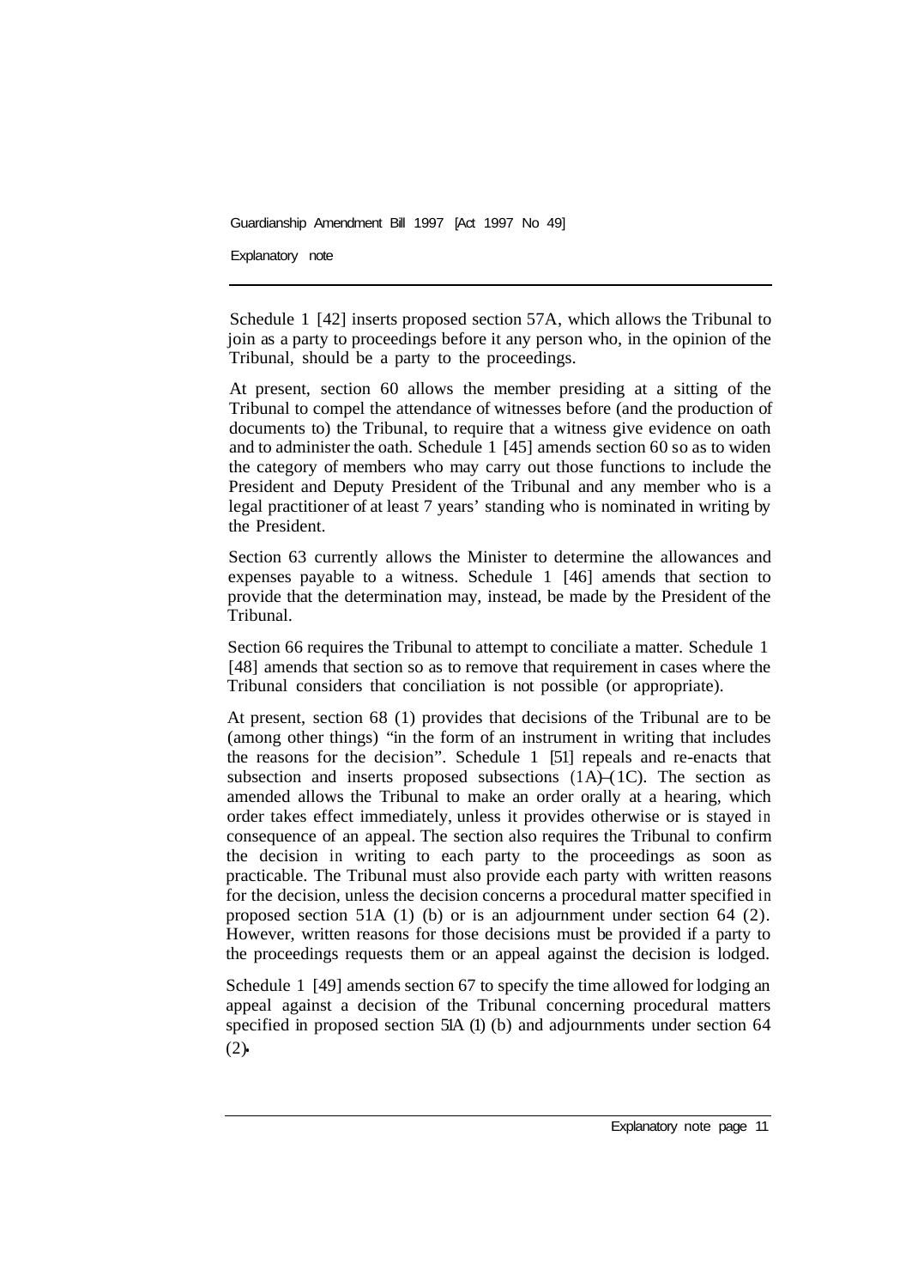Schedule 1 [42] inserts proposed section 57A, which allows the Tribunal to join as a party to proceedings before it any person who, in the opinion of the Tribunal, should be a party to the proceedings.

At present, section 60 allows the member presiding at a sitting of the Tribunal to compel the attendance of witnesses before (and the production of documents to) the Tribunal, to require that a witness give evidence on oath and to administer the oath. Schedule 1 [45] amends section 60 so as to widen the category of members who may carry out those functions to include the President and Deputy President of the Tribunal and any member who is a legal practitioner of at least 7 years' standing who is nominated in writing by the President.

Section 63 currently allows the Minister to determine the allowances and expenses payable to a witness. Schedule 1 [46] amends that section to provide that the determination may, instead, be made by the President of the Tribunal.

Section 66 requires the Tribunal to attempt to conciliate a matter. Schedule 1 [48] amends that section so as to remove that requirement in cases where the Tribunal considers that conciliation is not possible (or appropriate).

At present, section 68 (1) provides that decisions of the Tribunal are to be (among other things) "in the form of an instrument in writing that includes the reasons for the decision". Schedule 1 [51] repeals and re-enacts that subsection and inserts proposed subsections (1A)–(1C). The section as amended allows the Tribunal to make an order orally at a hearing, which order takes effect immediately, unless it provides otherwise or is stayed in consequence of an appeal. The section also requires the Tribunal to confirm the decision in writing to each party to the proceedings as soon as practicable. The Tribunal must also provide each party with written reasons for the decision, unless the decision concerns a procedural matter specified in proposed section 51A (1) (b) or is an adjournment under section 64 (2). However, written reasons for those decisions must be provided if a party to the proceedings requests them or an appeal against the decision is lodged.

Schedule 1 [49] amends section 67 to specify the time allowed for lodging an appeal against a decision of the Tribunal concerning procedural matters specified in proposed section 51A (1) (b) and adjournments under section 64 (2).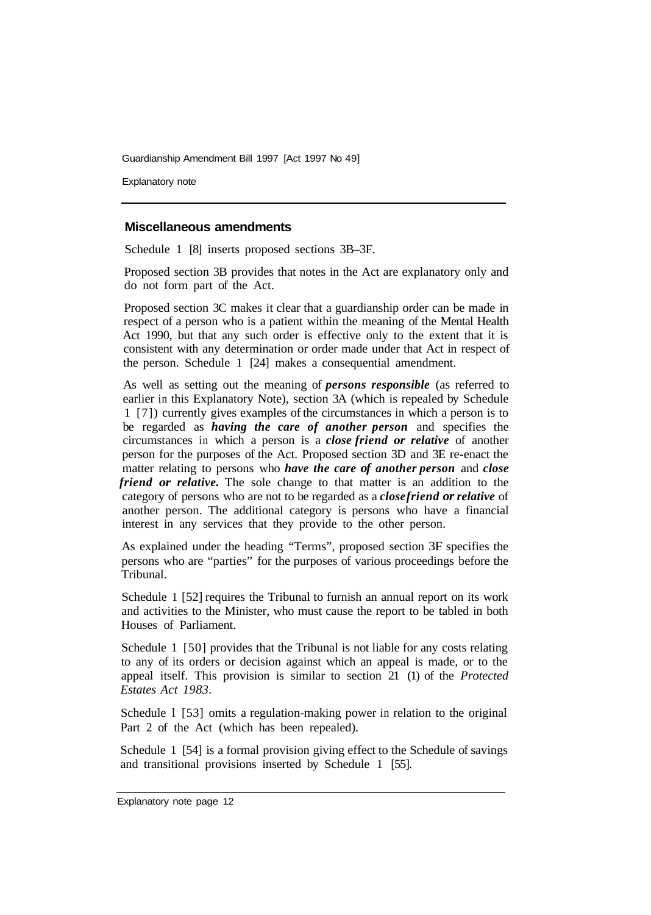## Miscellaneous amendments

Schedule 1 [8] inserts proposed sections 3B–3F.

Proposed section 3B provides that notes in the Act are explanatory only and do not form part of the Act.

Proposed section 3C makes it clear that a guardianship order can be made in respect of a person who is a patient within the meaning of the Mental Health Act 1990, but that any such order is effective only to the extent that it is consistent with any determination or order made under that Act in respect of the person. Schedule 1 [24] makes a consequential amendment.

As well as setting out the meaning of ***persons responsible*** (as referred to earlier in this Explanatory Note), section 3A (which is repealed by Schedule 1 [7]) currently gives examples of the circumstances in which a person is to be regarded as ***having the care of another person*** and specifies the circumstances in which a person is a ***close friend or relative*** of another person for the purposes of the Act. Proposed section 3D and 3E re-enact the matter relating to persons who ***have the care of another person*** and ***close friend or relative.*** The sole change to that matter is an addition to the category of persons who are not to be regarded as a ***close friend or relative*** of another person. The additional category is persons who have a financial interest in any services that they provide to the other person.

As explained under the heading "Terms", proposed section 3F specifies the persons who are "parties" for the purposes of various proceedings before the Tribunal.

Schedule 1 [52] requires the Tribunal to furnish an annual report on its work and activities to the Minister, who must cause the report to be tabled in both Houses of Parliament.

Schedule 1 [50] provides that the Tribunal is not liable for any costs relating to any of its orders or decision against which an appeal is made, or to the appeal itself. This provision is similar to section 21 (1) of the *Protected Estates Act 1983*.

Schedule 1 [53] omits a regulation-making power in relation to the original Part 2 of the Act (which has been repealed).

Schedule 1 [54] is a formal provision giving effect to the Schedule of savings and transitional provisions inserted by Schedule 1 [55].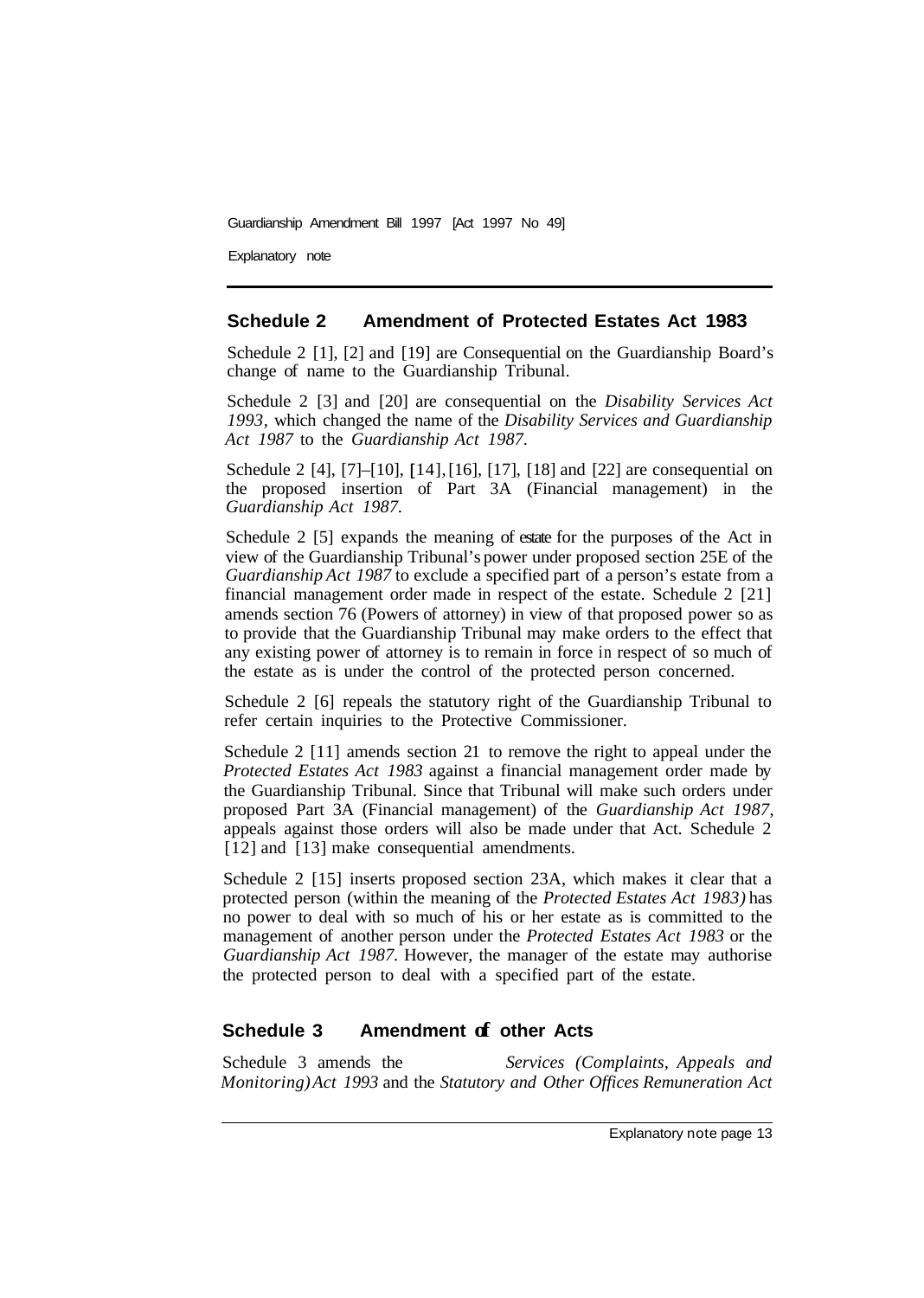## Schedule 2 Amendment of Protected Estates Act 1983

Schedule 2 [1], [2] and [19] are Consequential on the Guardianship Board's change of name to the Guardianship Tribunal.

Schedule 2 [3] and [20] are consequential on the *Disability Services Act 1993*, which changed the name of the *Disability Services and Guardianship Act 1987* to the *Guardianship Act 1987*.

Schedule 2 [4], [7]–[10], [14], [16], [17], [18] and [22] are consequential on the proposed insertion of Part 3A (Financial management) in the *Guardianship Act 1987*.

Schedule 2 [5] expands the meaning of *estate* for the purposes of the Act in view of the Guardianship Tribunal's power under proposed section 25E of the *Guardianship Act 1987* to exclude a specified part of a person's estate from a financial management order made in respect of the estate. Schedule 2 [21] amends section 76 (Powers of attorney) in view of that proposed power so as to provide that the Guardianship Tribunal may make orders to the effect that any existing power of attorney is to remain in force in respect of so much of the estate as is under the control of the protected person concerned.

Schedule 2 [6] repeals the statutory right of the Guardianship Tribunal to refer certain inquiries to the Protective Commissioner.

Schedule 2 [11] amends section 21 to remove the right to appeal under the *Protected Estates Act 1983* against a financial management order made by the Guardianship Tribunal. Since that Tribunal will make such orders under proposed Part 3A (Financial management) of the *Guardianship Act 1987*, appeals against those orders will also be made under that Act. Schedule 2 [12] and [13] make consequential amendments.

Schedule 2 [15] inserts proposed section 23A, which makes it clear that a protected person (within the meaning of the *Protected Estates Act 1983)* has no power to deal with so much of his or her estate as is committed to the management of another person under the *Protected Estates Act 1983* or the *Guardianship Act 1987*. However, the manager of the estate may authorise the protected person to deal with a specified part of the estate.

## Schedule 3 Amendment of other Acts

Schedule 3 amends the *Services (Complaints, Appeals and Monitoring) Act 1993* and the *Statutory and Other Offices Remuneration Act*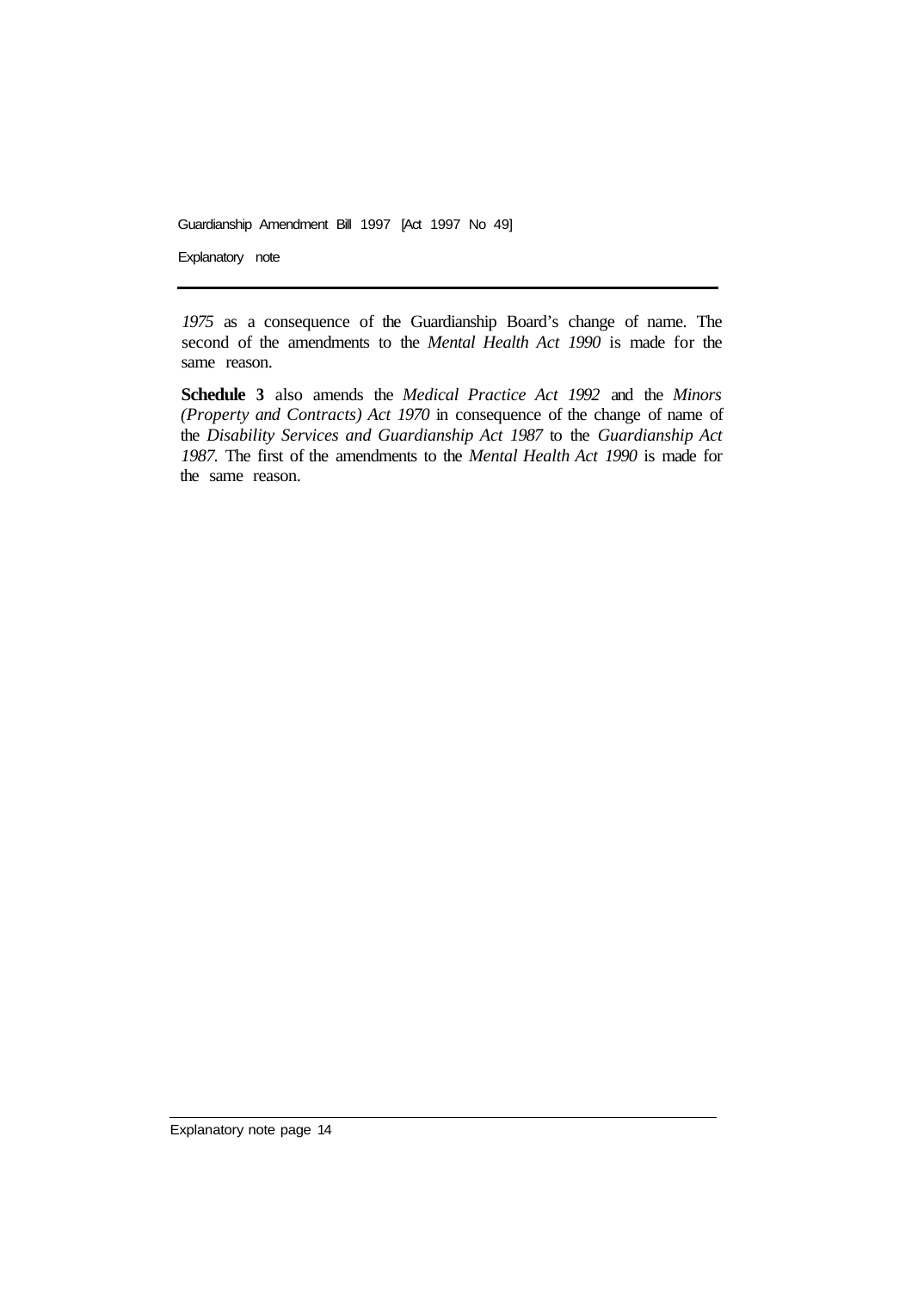*1975* as a consequence of the Guardianship Board's change of name. The second of the amendments to the *Mental Health Act 1990* is made for the same reason.

**Schedule 3** also amends the *Medical Practice Act 1992* and the *Minors (Property and Contracts) Act 1970* in consequence of the change of name of the *Disability Services and Guardianship Act 1987* to the *Guardianship Act 1987*. The first of the amendments to the *Mental Health Act 1990* is made for the same reason.